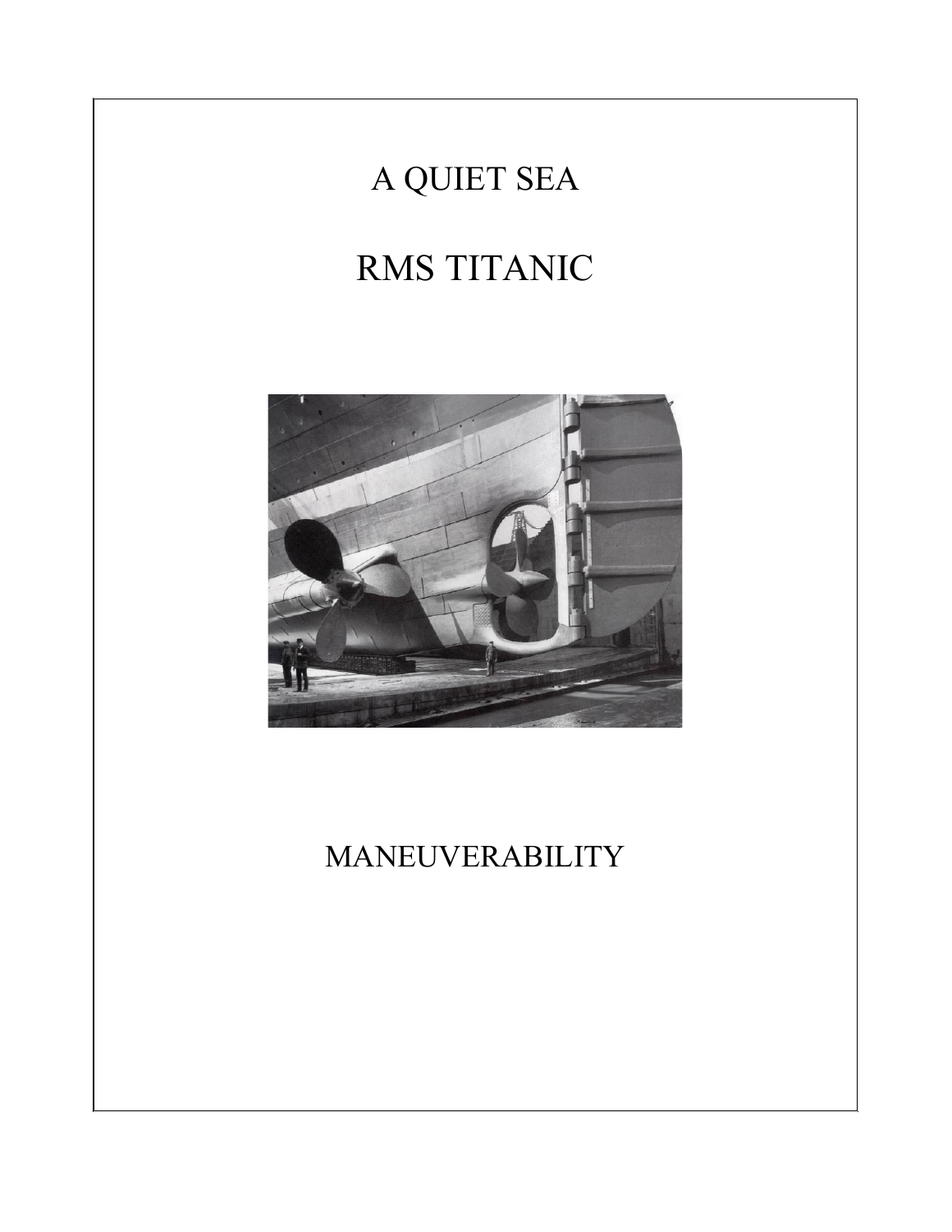# A QUIET SEA

# RMS TITANIC

## MANEUVERABILITY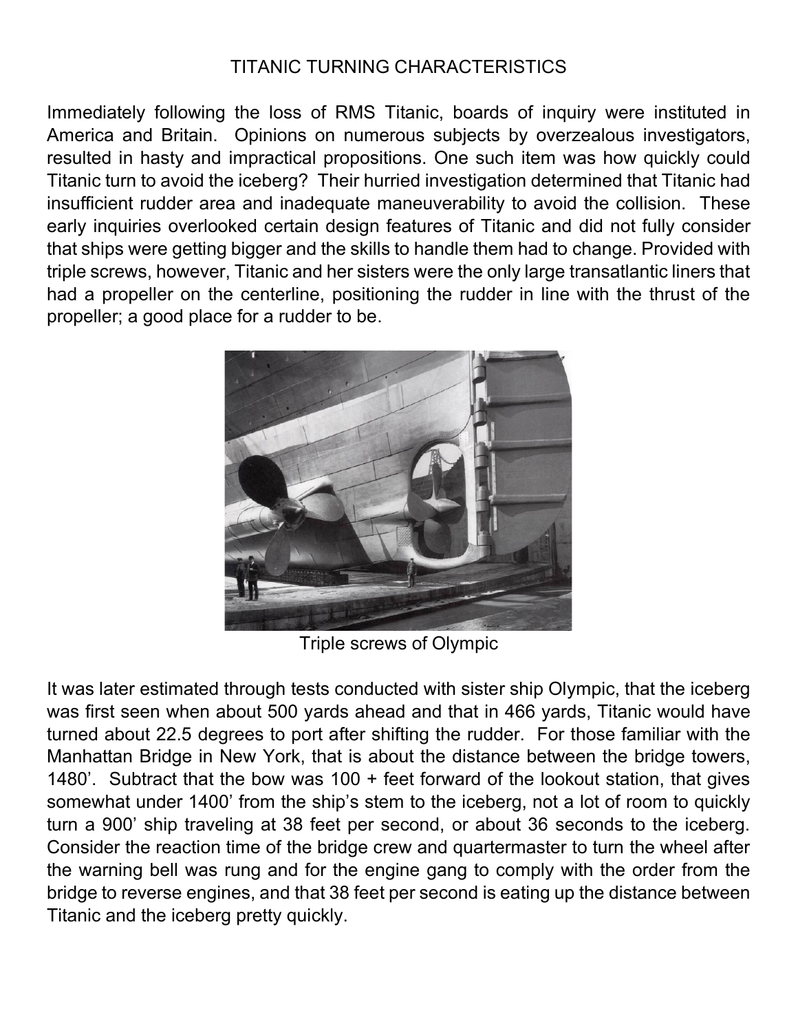# TITANIC TURNING CHARACTERISTICS

Immediately following the loss of RMS Titanic, boards of inquiry were instituted in America and Britain. Opinions on numerous subjects by overzealous investigators, resulted in hasty and impractical propositions. One such item was how quickly could Titanic turn to avoid the iceberg? Their hurried investigation determined that Titanic had insufficient rudder area and inadequate maneuverability to avoid the collision. These early inquiries overlooked certain design features of Titanic and did not fully consider that ships were getting bigger and the skills to handle them had to change. Provided with triple screws, however, Titanic and her sisters were the only large transatlantic liners that had a propeller on the centerline, positioning the rudder in line with the thrust of the propeller; a good place for a rudder to be.

Triple screws of Olympic

It was later estimated through tests conducted with sister ship Olympic, that the iceberg was first seen when about 500 yards ahead and that in 466 yards, Titanic would have turned about 22.5 degrees to port after shifting the rudder. For those familiar with the Manhattan Bridge in New York, that is about the distance between the bridge towers, 1480'. Subtract that the bow was 100 + feet forward of the lookout station, that gives somewhat under 1400' from the ship's stem to the iceberg, not a lot of room to quickly turn a 900' ship traveling at 38 feet per second, or about 36 seconds to the iceberg. Consider the reaction time of the bridge crew and quartermaster to turn the wheel after the warning bell was rung and for the engine gang to comply with the order from the bridge to reverse engines, and that 38 feet per second is eating up the distance between Titanic and the iceberg pretty quickly.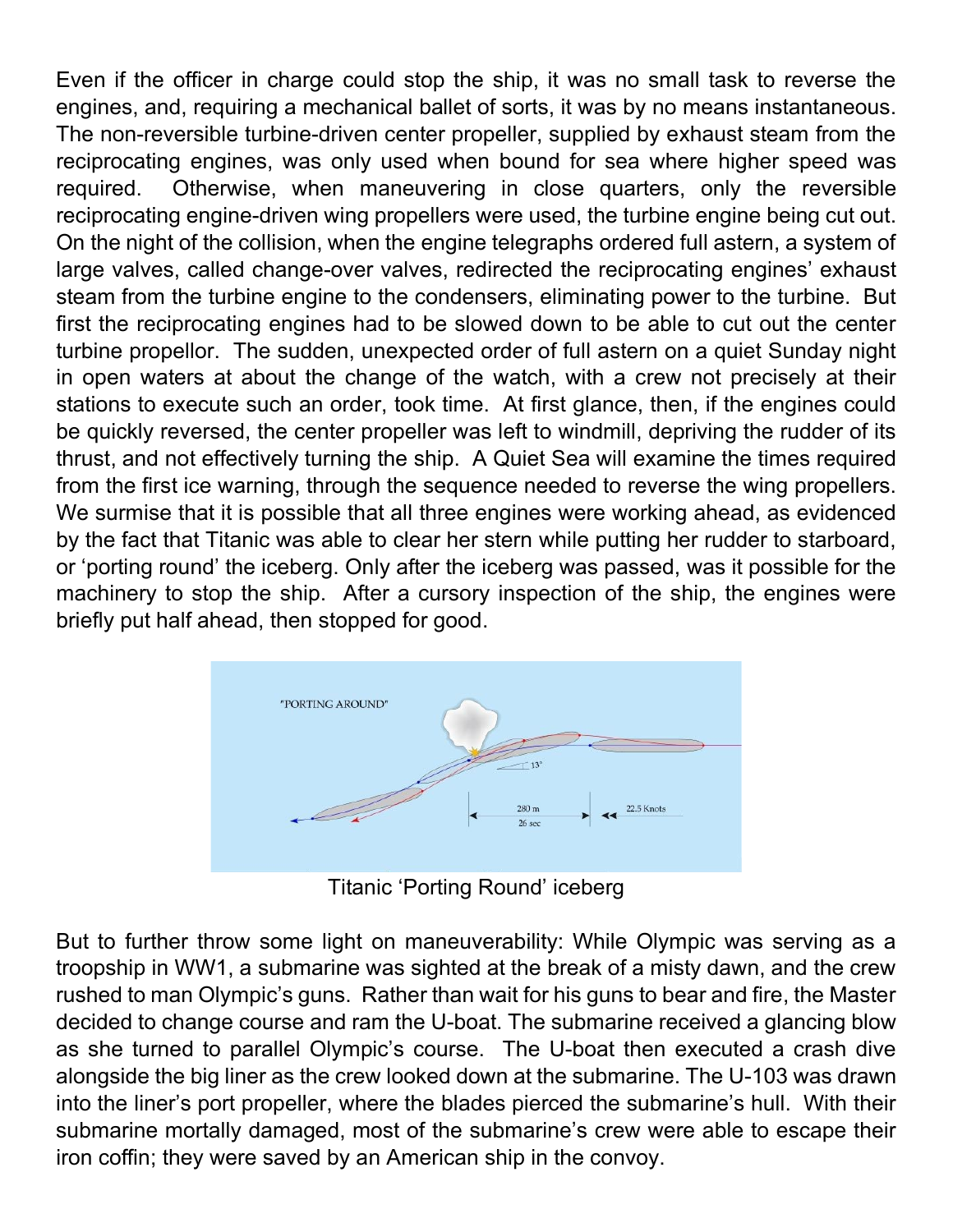Even if the officer in charge could stop the ship, it was no small task to reverse the engines, and, requiring a mechanical ballet of sorts, it was by no means instantaneous. The non-reversible turbine-driven center propeller, supplied by exhaust steam from the reciprocating engines, was only used when bound for sea where higher speed was required. Otherwise, when maneuvering in close quarters, only the reversible reciprocating engine-driven wing propellers were used, the turbine engine being cut out. On the night of the collision, when the engine telegraphs ordered full astern, a system of large valves, called change-over valves, redirected the reciprocating engines' exhaust steam from the turbine engine to the condensers, eliminating power to the turbine. But first the reciprocating engines had to be slowed down to be able to cut out the center turbine propellor. The sudden, unexpected order of full astern on a quiet Sunday night in open waters at about the change of the watch, with a crew not precisely at their stations to execute such an order, took time. At first glance, then, if the engines could be quickly reversed, the center propeller was left to windmill, depriving the rudder of its thrust, and not effectively turning the ship. A Quiet Sea will examine the times required from the first ice warning, through the sequence needed to reverse the wing propellers. We surmise that it is possible that all three engines were working ahead, as evidenced by the fact that Titanic was able to clear her stern while putting her rudder to starboard, or 'porting round' the iceberg. Only after the iceberg was passed, was it possible for the machinery to stop the ship. After a cursory inspection of the ship, the engines were briefly put half ahead, then stopped for good.

Titanic 'Porting Round' iceberg

But to further throw some light on maneuverability: While Olympic was serving as a troopship in WW1, a submarine was sighted at the break of a misty dawn, and the crew rushed to man Olympic's guns. Rather than wait for his guns to bear and fire, the Master decided to change course and ram the U-boat. The submarine received a glancing blow as she turned to parallel Olympic's course. The U-boat then executed a crash dive alongside the big liner as the crew looked down at the submarine. The U-103 was drawn into the liner's port propeller, where the blades pierced the submarine's hull. With their submarine mortally damaged, most of the submarine's crew were able to escape their iron coffin; they were saved by an American ship in the convoy.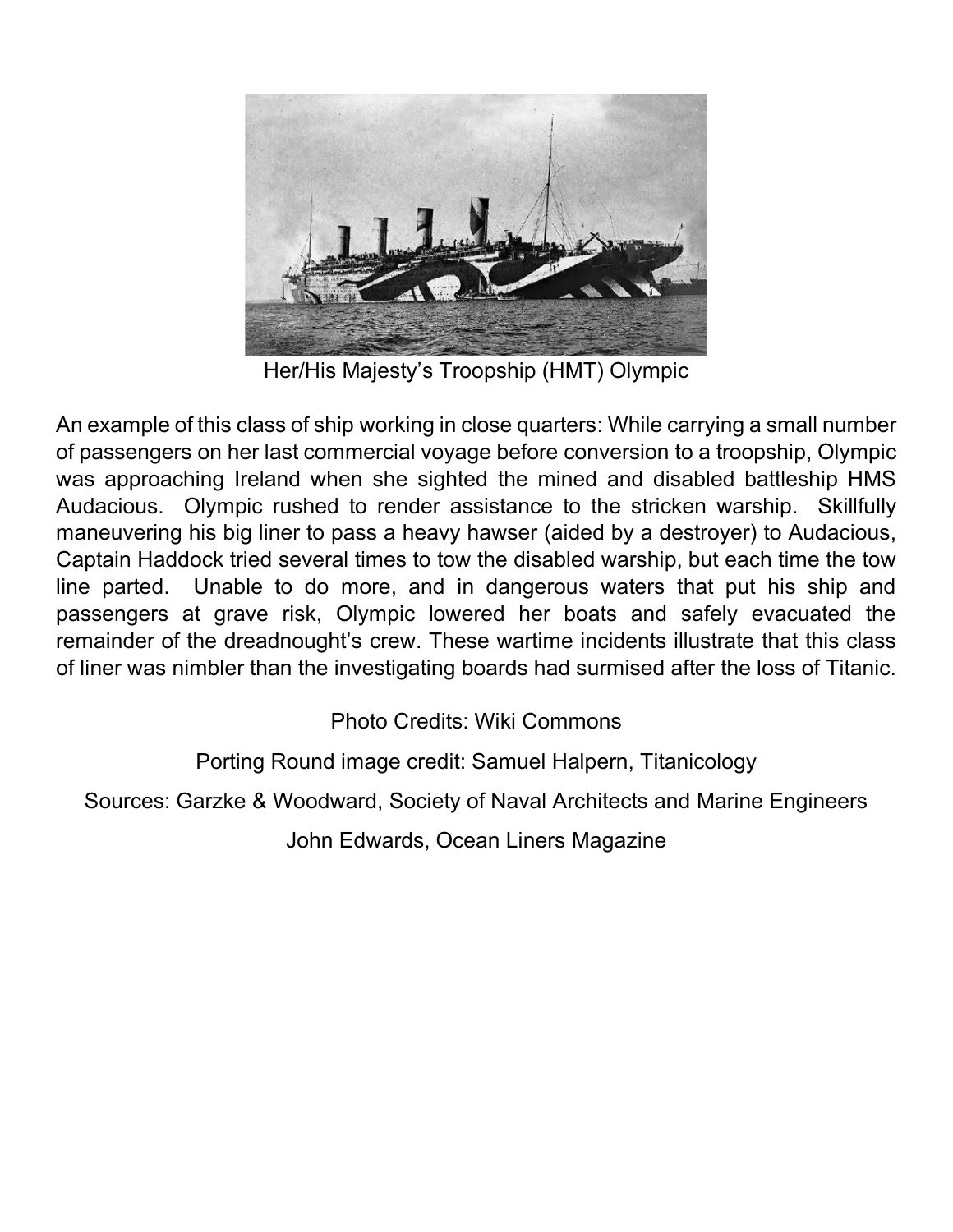Her/His Majesty's Troopship (HMT) Olympic

An example of this class of ship working in close quarters: While carrying a small number of passengers on her last commercial voyage before conversion to a troopship, Olympic was approaching Ireland when she sighted the mined and disabled battleship HMS Audacious. Olympic rushed to render assistance to the stricken warship. Skillfully maneuvering his big liner to pass a heavy hawser (aided by a destroyer) to Audacious, Captain Haddock tried several times to tow the disabled warship, but each time the tow line parted. Unable to do more, and in dangerous waters that put his ship and passengers at grave risk, Olympic lowered her boats and safely evacuated the remainder of the dreadnought's crew. These wartime incidents illustrate that this class of liner was nimbler than the investigating boards had surmised after the loss of Titanic.

Photo Credits: Wiki Commons

Porting Round image credit: Samuel Halpern, Titanicology

Sources: Garzke & Woodward, Society of Naval Architects and Marine Engineers

John Edwards, Ocean Liners Magazine